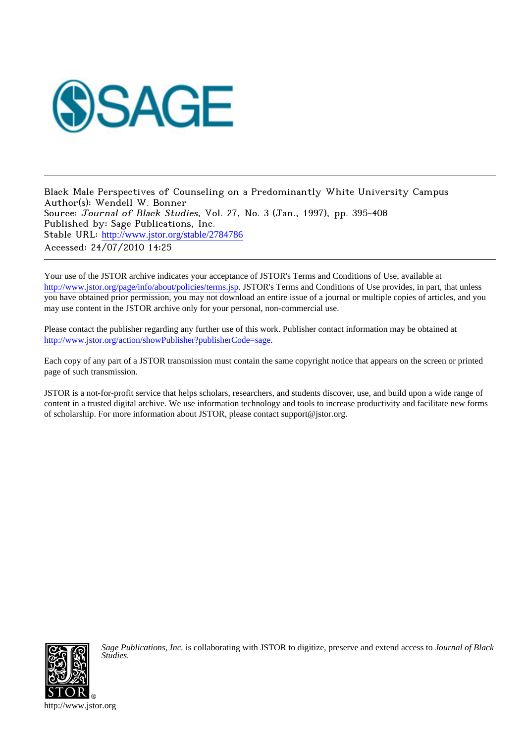Black Male Perspectives of Counseling on a Predominantly White University Campus
Author(s): Wendell W. Bonner
Source: *Journal of Black Studies*, Vol. 27, No. 3 (Jan., 1997), pp. 395-408
Published by: Sage Publications, Inc.
Stable URL: http://www.jstor.org/stable/2784786
Accessed: 24/07/2010 14:25

Your use of the JSTOR archive indicates your acceptance of JSTOR's Terms and Conditions of Use, available at http://www.jstor.org/page/info/about/policies/terms.jsp. JSTOR's Terms and Conditions of Use provides, in part, that unless you have obtained prior permission, you may not download an entire issue of a journal or multiple copies of articles, and you may use content in the JSTOR archive only for your personal, non-commercial use.

Please contact the publisher regarding any further use of this work. Publisher contact information may be obtained at http://www.jstor.org/action/showPublisher?publisherCode=sage.

Each copy of any part of a JSTOR transmission must contain the same copyright notice that appears on the screen or printed page of such transmission.

JSTOR is a not-for-profit service that helps scholars, researchers, and students discover, use, and build upon a wide range of content in a trusted digital archive. We use information technology and tools to increase productivity and facilitate new forms of scholarship. For more information about JSTOR, please contact support@jstor.org.

*Sage Publications, Inc.* is collaborating with JSTOR to digitize, preserve and extend access to *Journal of Black Studies.*

http://www.jstor.org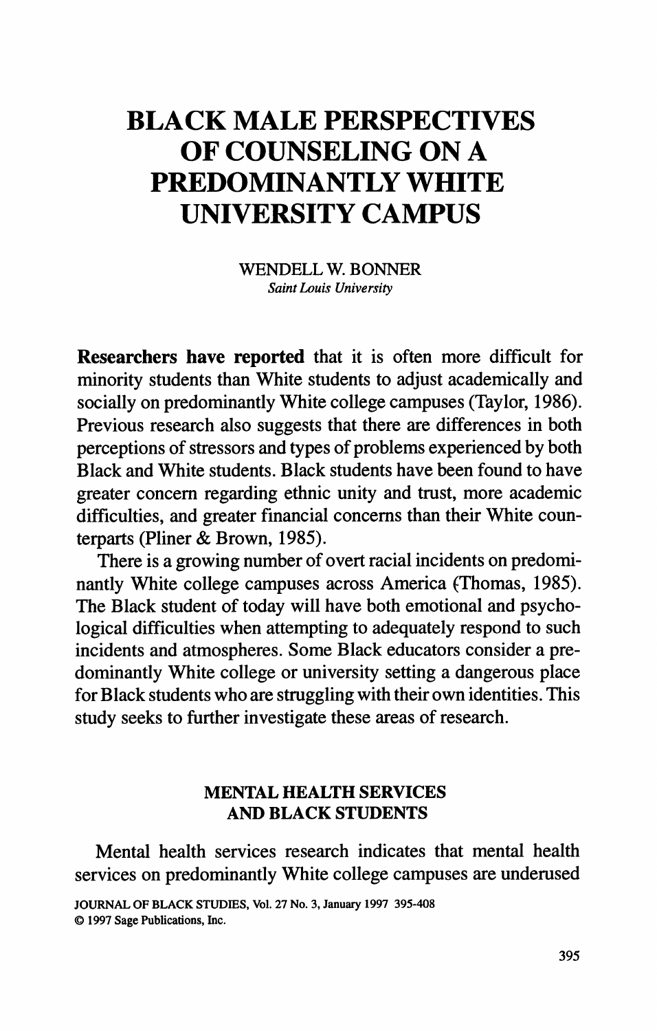# BLACK MALE PERSPECTIVES OF COUNSELING ON A PREDOMINANTLY WHITE UNIVERSITY CAMPUS

WENDELL W. BONNER
*Saint Louis University*

**Researchers have reported** that it is often more difficult for minority students than White students to adjust academically and socially on predominantly White college campuses (Taylor, 1986). Previous research also suggests that there are differences in both perceptions of stressors and types of problems experienced by both Black and White students. Black students have been found to have greater concern regarding ethnic unity and trust, more academic difficulties, and greater financial concerns than their White counterparts (Pliner & Brown, 1985).

There is a growing number of overt racial incidents on predominantly White college campuses across America (Thomas, 1985). The Black student of today will have both emotional and psychological difficulties when attempting to adequately respond to such incidents and atmospheres. Some Black educators consider a predominantly White college or university setting a dangerous place for Black students who are struggling with their own identities. This study seeks to further investigate these areas of research.

## MENTAL HEALTH SERVICES AND BLACK STUDENTS

Mental health services research indicates that mental health services on predominantly White college campuses are underused

JOURNAL OF BLACK STUDIES, Vol. 27 No. 3, January 1997 395-408
© 1997 Sage Publications, Inc.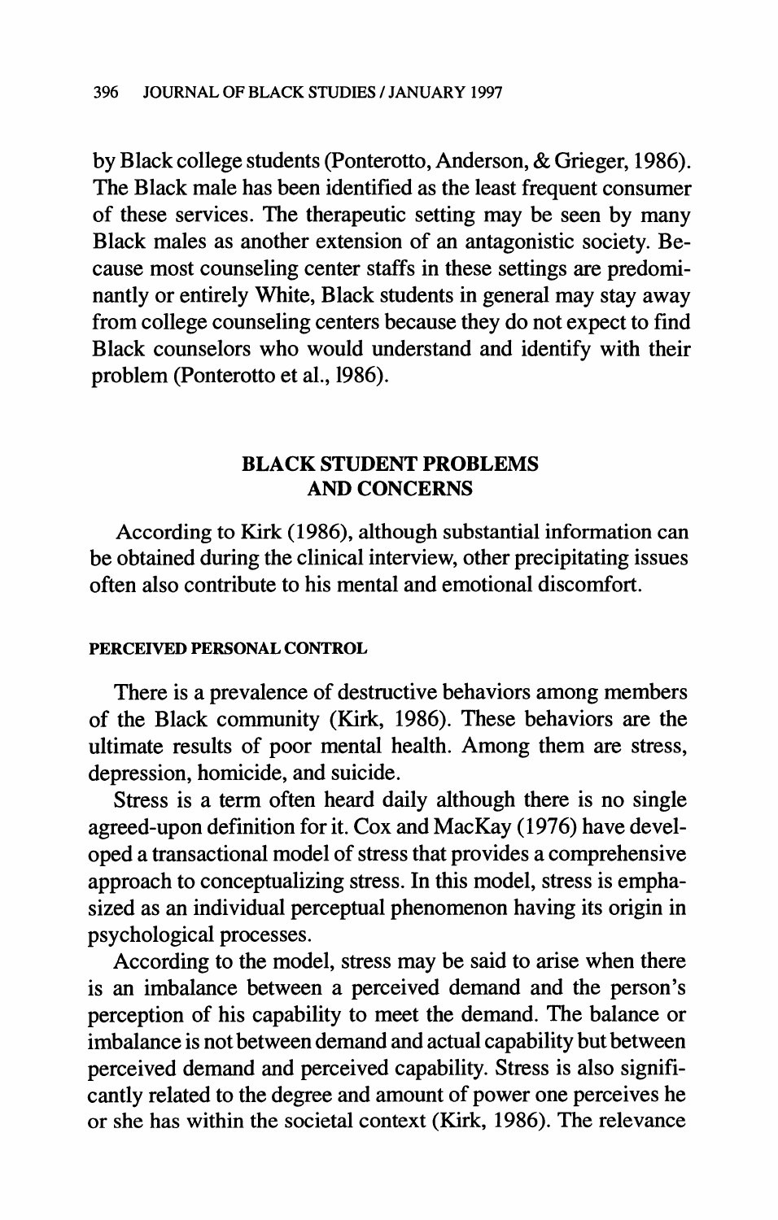by Black college students (Ponterotto, Anderson, & Grieger, 1986). The Black male has been identified as the least frequent consumer of these services. The therapeutic setting may be seen by many Black males as another extension of an antagonistic society. Because most counseling center staffs in these settings are predominantly or entirely White, Black students in general may stay away from college counseling centers because they do not expect to find Black counselors who would understand and identify with their problem (Ponterotto et al., 1986).

## BLACK STUDENT PROBLEMS AND CONCERNS

According to Kirk (1986), although substantial information can be obtained during the clinical interview, other precipitating issues often also contribute to his mental and emotional discomfort.

### PERCEIVED PERSONAL CONTROL

There is a prevalence of destructive behaviors among members of the Black community (Kirk, 1986). These behaviors are the ultimate results of poor mental health. Among them are stress, depression, homicide, and suicide.

Stress is a term often heard daily although there is no single agreed-upon definition for it. Cox and MacKay (1976) have developed a transactional model of stress that provides a comprehensive approach to conceptualizing stress. In this model, stress is emphasized as an individual perceptual phenomenon having its origin in psychological processes.

According to the model, stress may be said to arise when there is an imbalance between a perceived demand and the person's perception of his capability to meet the demand. The balance or imbalance is not between demand and actual capability but between perceived demand and perceived capability. Stress is also significantly related to the degree and amount of power one perceives he or she has within the societal context (Kirk, 1986). The relevance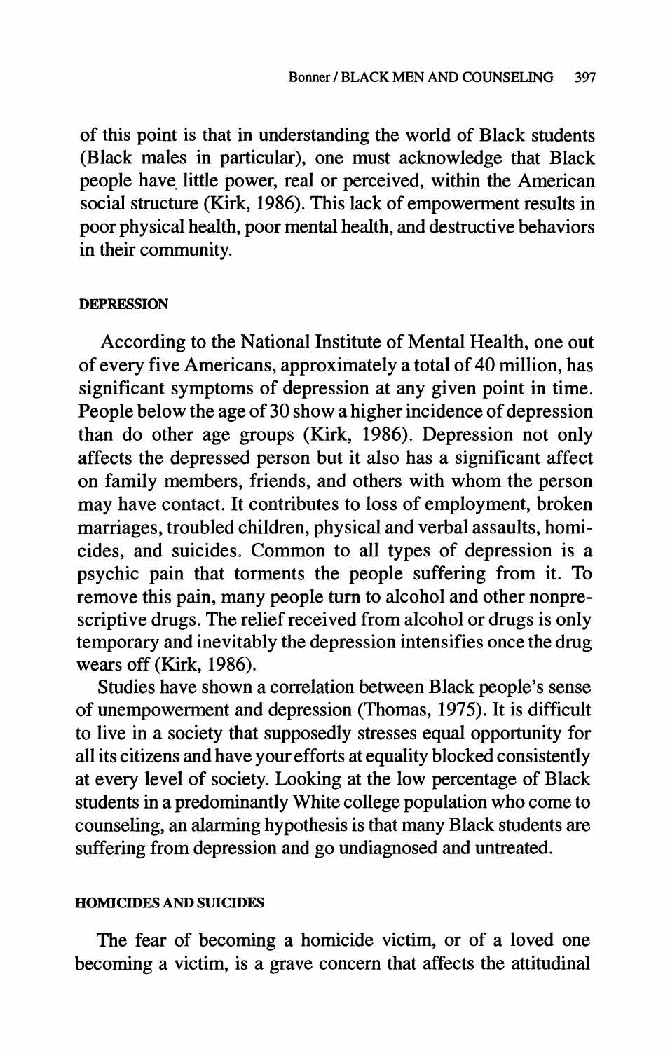of this point is that in understanding the world of Black students (Black males in particular), one must acknowledge that Black people have little power, real or perceived, within the American social structure (Kirk, 1986). This lack of empowerment results in poor physical health, poor mental health, and destructive behaviors in their community.

#### DEPRESSION

According to the National Institute of Mental Health, one out of every five Americans, approximately a total of 40 million, has significant symptoms of depression at any given point in time. People below the age of 30 show a higher incidence of depression than do other age groups (Kirk, 1986). Depression not only affects the depressed person but it also has a significant affect on family members, friends, and others with whom the person may have contact. It contributes to loss of employment, broken marriages, troubled children, physical and verbal assaults, homicides, and suicides. Common to all types of depression is a psychic pain that torments the people suffering from it. To remove this pain, many people turn to alcohol and other nonprescriptive drugs. The relief received from alcohol or drugs is only temporary and inevitably the depression intensifies once the drug wears off (Kirk, 1986).

Studies have shown a correlation between Black people's sense of unempowerment and depression (Thomas, 1975). It is difficult to live in a society that supposedly stresses equal opportunity for all its citizens and have your efforts at equality blocked consistently at every level of society. Looking at the low percentage of Black students in a predominantly White college population who come to counseling, an alarming hypothesis is that many Black students are suffering from depression and go undiagnosed and untreated.

#### HOMICIDES AND SUICIDES

The fear of becoming a homicide victim, or of a loved one becoming a victim, is a grave concern that affects the attitudinal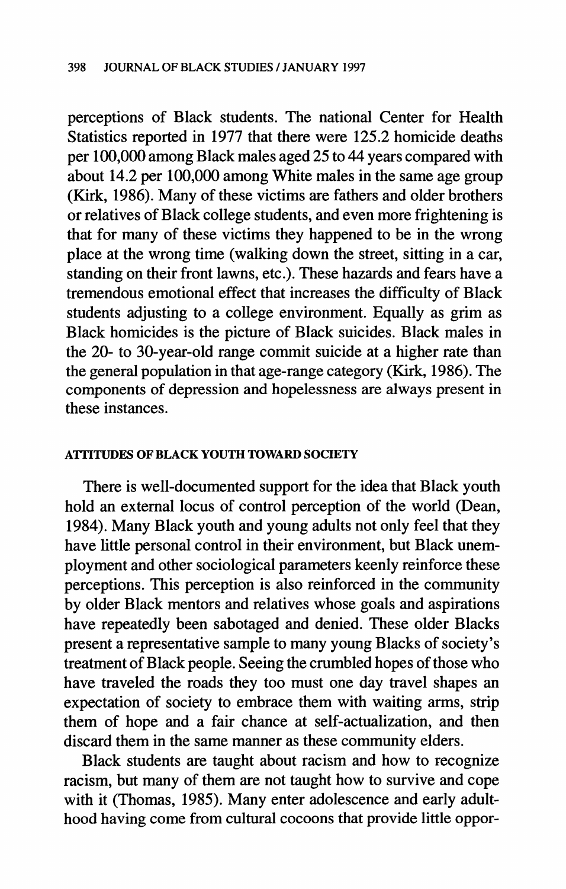perceptions of Black students. The national Center for Health Statistics reported in 1977 that there were 125.2 homicide deaths per 100,000 among Black males aged 25 to 44 years compared with about 14.2 per 100,000 among White males in the same age group (Kirk, 1986). Many of these victims are fathers and older brothers or relatives of Black college students, and even more frightening is that for many of these victims they happened to be in the wrong place at the wrong time (walking down the street, sitting in a car, standing on their front lawns, etc.). These hazards and fears have a tremendous emotional effect that increases the difficulty of Black students adjusting to a college environment. Equally as grim as Black homicides is the picture of Black suicides. Black males in the 20- to 30-year-old range commit suicide at a higher rate than the general population in that age-range category (Kirk, 1986). The components of depression and hopelessness are always present in these instances.

### ATTITUDES OF BLACK YOUTH TOWARD SOCIETY

There is well-documented support for the idea that Black youth hold an external locus of control perception of the world (Dean, 1984). Many Black youth and young adults not only feel that they have little personal control in their environment, but Black unemployment and other sociological parameters keenly reinforce these perceptions. This perception is also reinforced in the community by older Black mentors and relatives whose goals and aspirations have repeatedly been sabotaged and denied. These older Blacks present a representative sample to many young Blacks of society's treatment of Black people. Seeing the crumbled hopes of those who have traveled the roads they too must one day travel shapes an expectation of society to embrace them with waiting arms, strip them of hope and a fair chance at self-actualization, and then discard them in the same manner as these community elders.

Black students are taught about racism and how to recognize racism, but many of them are not taught how to survive and cope with it (Thomas, 1985). Many enter adolescence and early adulthood having come from cultural cocoons that provide little oppor-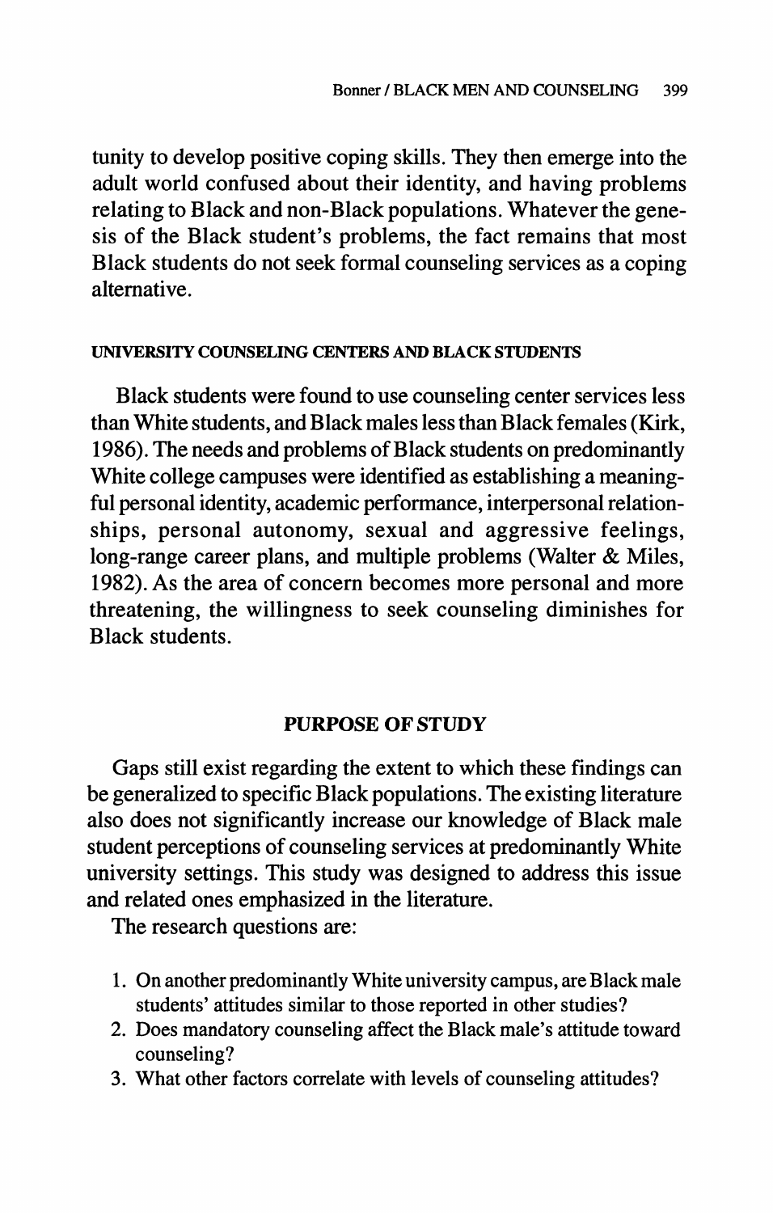tunity to develop positive coping skills. They then emerge into the adult world confused about their identity, and having problems relating to Black and non-Black populations. Whatever the genesis of the Black student's problems, the fact remains that most Black students do not seek formal counseling services as a coping alternative.

#### UNIVERSITY COUNSELING CENTERS AND BLACK STUDENTS

Black students were found to use counseling center services less than White students, and Black males less than Black females (Kirk, 1986). The needs and problems of Black students on predominantly White college campuses were identified as establishing a meaningful personal identity, academic performance, interpersonal relationships, personal autonomy, sexual and aggressive feelings, long-range career plans, and multiple problems (Walter & Miles, 1982). As the area of concern becomes more personal and more threatening, the willingness to seek counseling diminishes for Black students.

### PURPOSE OF STUDY

Gaps still exist regarding the extent to which these findings can be generalized to specific Black populations. The existing literature also does not significantly increase our knowledge of Black male student perceptions of counseling services at predominantly White university settings. This study was designed to address this issue and related ones emphasized in the literature.

The research questions are:

1. On another predominantly White university campus, are Black male students' attitudes similar to those reported in other studies?
2. Does mandatory counseling affect the Black male's attitude toward counseling?
3. What other factors correlate with levels of counseling attitudes?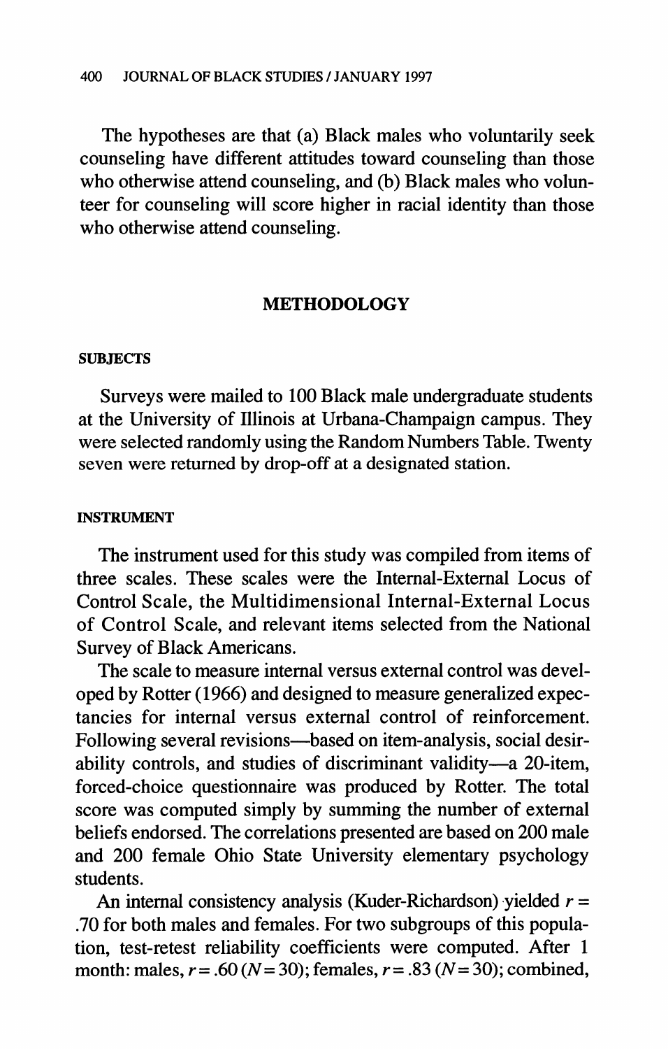The hypotheses are that (a) Black males who voluntarily seek counseling have different attitudes toward counseling than those who otherwise attend counseling, and (b) Black males who volunteer for counseling will score higher in racial identity than those who otherwise attend counseling.

## METHODOLOGY

### SUBJECTS

Surveys were mailed to 100 Black male undergraduate students at the University of Illinois at Urbana-Champaign campus. They were selected randomly using the Random Numbers Table. Twenty seven were returned by drop-off at a designated station.

### INSTRUMENT

The instrument used for this study was compiled from items of three scales. These scales were the Internal-External Locus of Control Scale, the Multidimensional Internal-External Locus of Control Scale, and relevant items selected from the National Survey of Black Americans.

The scale to measure internal versus external control was developed by Rotter (1966) and designed to measure generalized expectancies for internal versus external control of reinforcement. Following several revisions—based on item-analysis, social desirability controls, and studies of discriminant validity—a 20-item, forced-choice questionnaire was produced by Rotter. The total score was computed simply by summing the number of external beliefs endorsed. The correlations presented are based on 200 male and 200 female Ohio State University elementary psychology students.

An internal consistency analysis (Kuder-Richardson) yielded $r = .70$ for both males and females. For two subgroups of this population, test-retest reliability coefficients were computed. After 1 month: males, $r = .60$ ($N = 30$); females, $r = .83$ ($N = 30$); combined,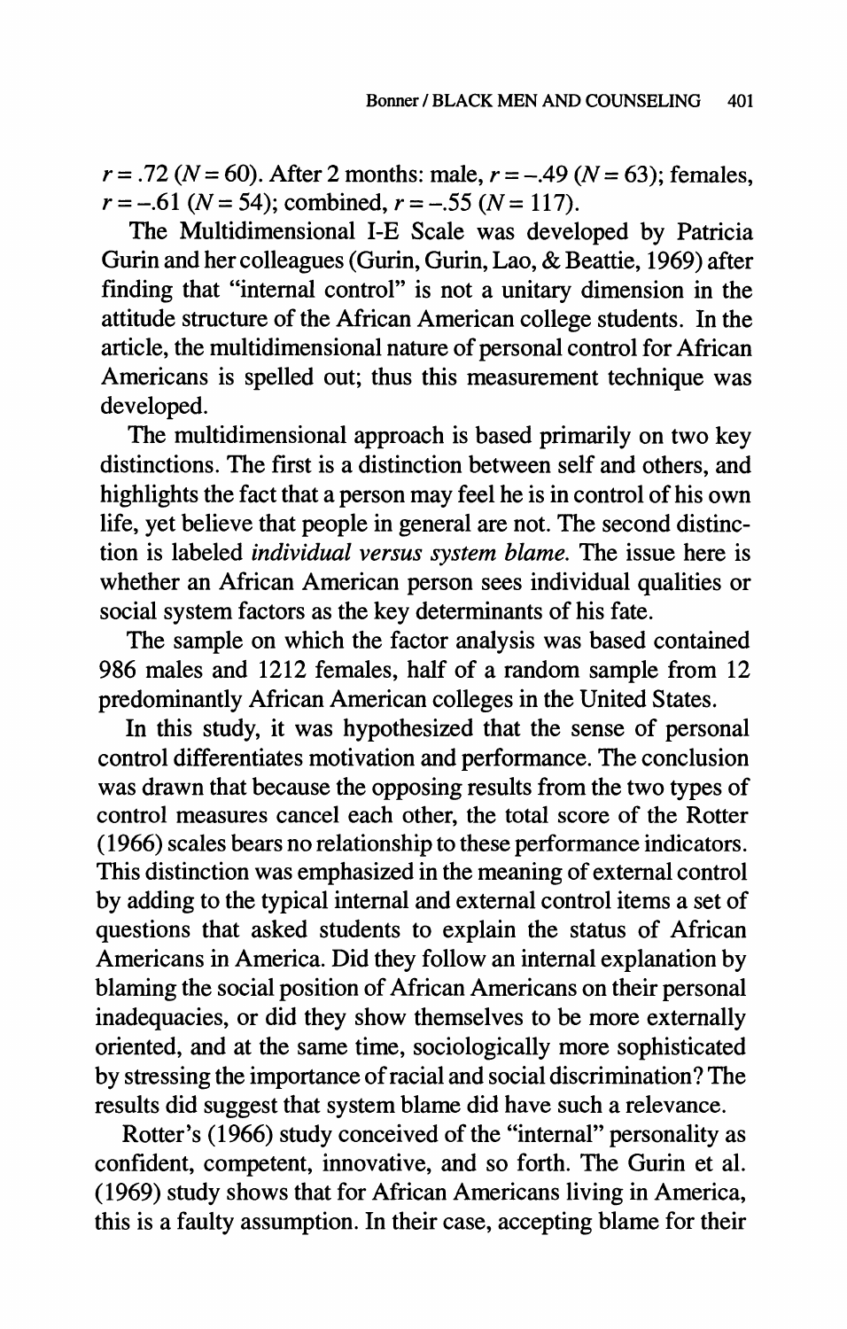$r = .72$ ($N = 60$). After 2 months: male, $r = -.49$ ($N = 63$); females, $r = -.61$ ($N = 54$); combined, $r = -.55$ ($N = 117$).

The Multidimensional I-E Scale was developed by Patricia Gurin and her colleagues (Gurin, Gurin, Lao, & Beattie, 1969) after finding that "internal control" is not a unitary dimension in the attitude structure of the African American college students. In the article, the multidimensional nature of personal control for African Americans is spelled out; thus this measurement technique was developed.

The multidimensional approach is based primarily on two key distinctions. The first is a distinction between self and others, and highlights the fact that a person may feel he is in control of his own life, yet believe that people in general are not. The second distinction is labeled *individual versus system blame.* The issue here is whether an African American person sees individual qualities or social system factors as the key determinants of his fate.

The sample on which the factor analysis was based contained 986 males and 1212 females, half of a random sample from 12 predominantly African American colleges in the United States.

In this study, it was hypothesized that the sense of personal control differentiates motivation and performance. The conclusion was drawn that because the opposing results from the two types of control measures cancel each other, the total score of the Rotter (1966) scales bears no relationship to these performance indicators. This distinction was emphasized in the meaning of external control by adding to the typical internal and external control items a set of questions that asked students to explain the status of African Americans in America. Did they follow an internal explanation by blaming the social position of African Americans on their personal inadequacies, or did they show themselves to be more externally oriented, and at the same time, sociologically more sophisticated by stressing the importance of racial and social discrimination? The results did suggest that system blame did have such a relevance.

Rotter's (1966) study conceived of the "internal" personality as confident, competent, innovative, and so forth. The Gurin et al. (1969) study shows that for African Americans living in America, this is a faulty assumption. In their case, accepting blame for their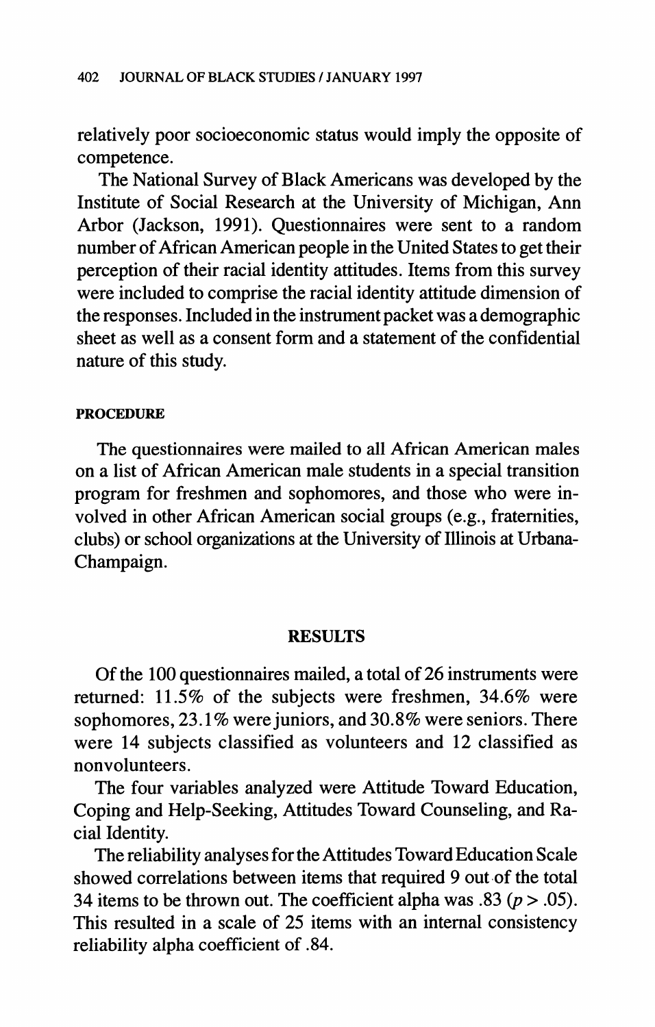relatively poor socioeconomic status would imply the opposite of competence.

The National Survey of Black Americans was developed by the Institute of Social Research at the University of Michigan, Ann Arbor (Jackson, 1991). Questionnaires were sent to a random number of African American people in the United States to get their perception of their racial identity attitudes. Items from this survey were included to comprise the racial identity attitude dimension of the responses. Included in the instrument packet was a demographic sheet as well as a consent form and a statement of the confidential nature of this study.

#### PROCEDURE

The questionnaires were mailed to all African American males on a list of African American male students in a special transition program for freshmen and sophomores, and those who were involved in other African American social groups (e.g., fraternities, clubs) or school organizations at the University of Illinois at Urbana-Champaign.

## RESULTS

Of the 100 questionnaires mailed, a total of 26 instruments were returned: 11.5% of the subjects were freshmen, 34.6% were sophomores, 23.1% were juniors, and 30.8% were seniors. There were 14 subjects classified as volunteers and 12 classified as nonvolunteers.

The four variables analyzed were Attitude Toward Education, Coping and Help-Seeking, Attitudes Toward Counseling, and Racial Identity.

The reliability analyses for the Attitudes Toward Education Scale showed correlations between items that required 9 out of the total 34 items to be thrown out. The coefficient alpha was .83 ($p > .05$). This resulted in a scale of 25 items with an internal consistency reliability alpha coefficient of .84.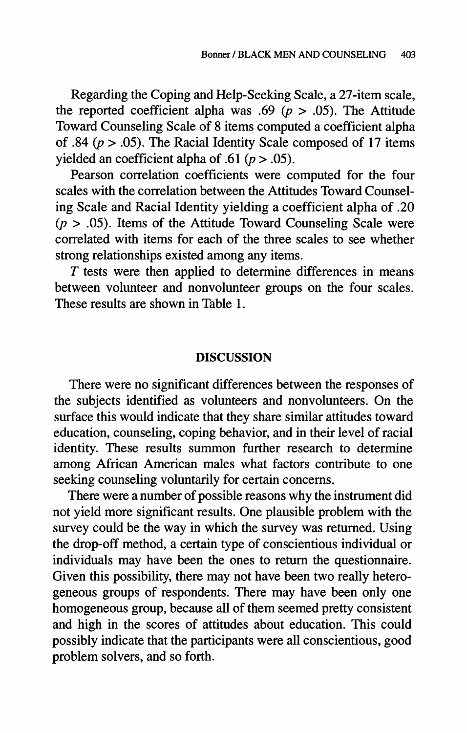Regarding the Coping and Help-Seeking Scale, a 27-item scale, the reported coefficient alpha was .69 ($p > .05$). The Attitude Toward Counseling Scale of 8 items computed a coefficient alpha of .84 ($p > .05$). The Racial Identity Scale composed of 17 items yielded an coefficient alpha of .61 ($p > .05$).

Pearson correlation coefficients were computed for the four scales with the correlation between the Attitudes Toward Counseling Scale and Racial Identity yielding a coefficient alpha of .20 ($p > .05$). Items of the Attitude Toward Counseling Scale were correlated with items for each of the three scales to see whether strong relationships existed among any items.

*T* tests were then applied to determine differences in means between volunteer and nonvolunteer groups on the four scales. These results are shown in Table 1.

## DISCUSSION

There were no significant differences between the responses of the subjects identified as volunteers and nonvolunteers. On the surface this would indicate that they share similar attitudes toward education, counseling, coping behavior, and in their level of racial identity. These results summon further research to determine among African American males what factors contribute to one seeking counseling voluntarily for certain concerns.

There were a number of possible reasons why the instrument did not yield more significant results. One plausible problem with the survey could be the way in which the survey was returned. Using the drop-off method, a certain type of conscientious individual or individuals may have been the ones to return the questionnaire. Given this possibility, there may not have been two really heterogeneous groups of respondents. There may have been only one homogeneous group, because all of them seemed pretty consistent and high in the scores of attitudes about education. This could possibly indicate that the participants were all conscientious, good problem solvers, and so forth.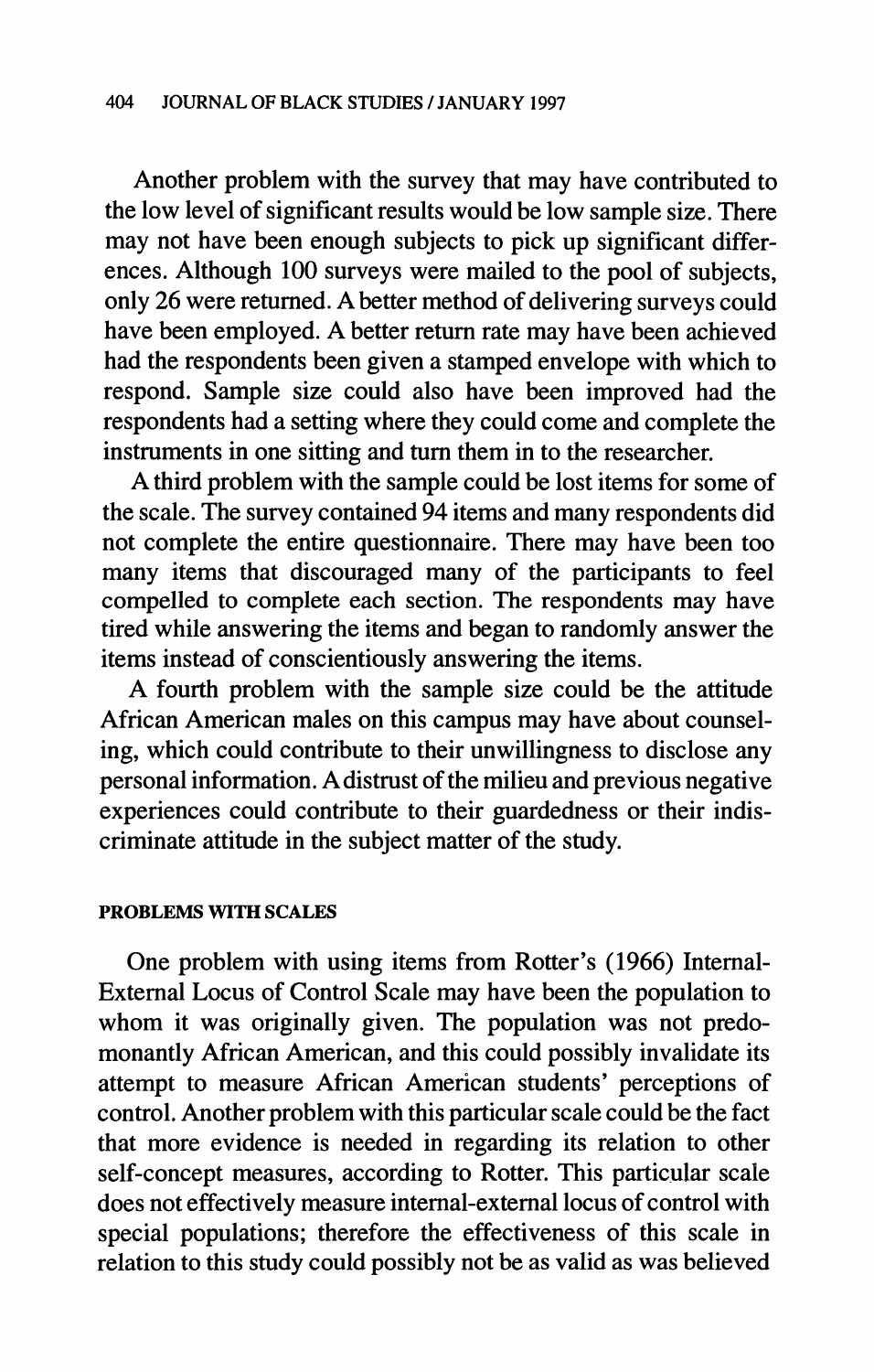Another problem with the survey that may have contributed to the low level of significant results would be low sample size. There may not have been enough subjects to pick up significant differences. Although 100 surveys were mailed to the pool of subjects, only 26 were returned. A better method of delivering surveys could have been employed. A better return rate may have been achieved had the respondents been given a stamped envelope with which to respond. Sample size could also have been improved had the respondents had a setting where they could come and complete the instruments in one sitting and turn them in to the researcher.

A third problem with the sample could be lost items for some of the scale. The survey contained 94 items and many respondents did not complete the entire questionnaire. There may have been too many items that discouraged many of the participants to feel compelled to complete each section. The respondents may have tired while answering the items and began to randomly answer the items instead of conscientiously answering the items.

A fourth problem with the sample size could be the attitude African American males on this campus may have about counseling, which could contribute to their unwillingness to disclose any personal information. A distrust of the milieu and previous negative experiences could contribute to their guardedness or their indiscriminate attitude in the subject matter of the study.

#### PROBLEMS WITH SCALES

One problem with using items from Rotter's (1966) Internal-External Locus of Control Scale may have been the population to whom it was originally given. The population was not predomonantly African American, and this could possibly invalidate its attempt to measure African American students' perceptions of control. Another problem with this particular scale could be the fact that more evidence is needed in regarding its relation to other self-concept measures, according to Rotter. This particular scale does not effectively measure internal-external locus of control with special populations; therefore the effectiveness of this scale in relation to this study could possibly not be as valid as was believed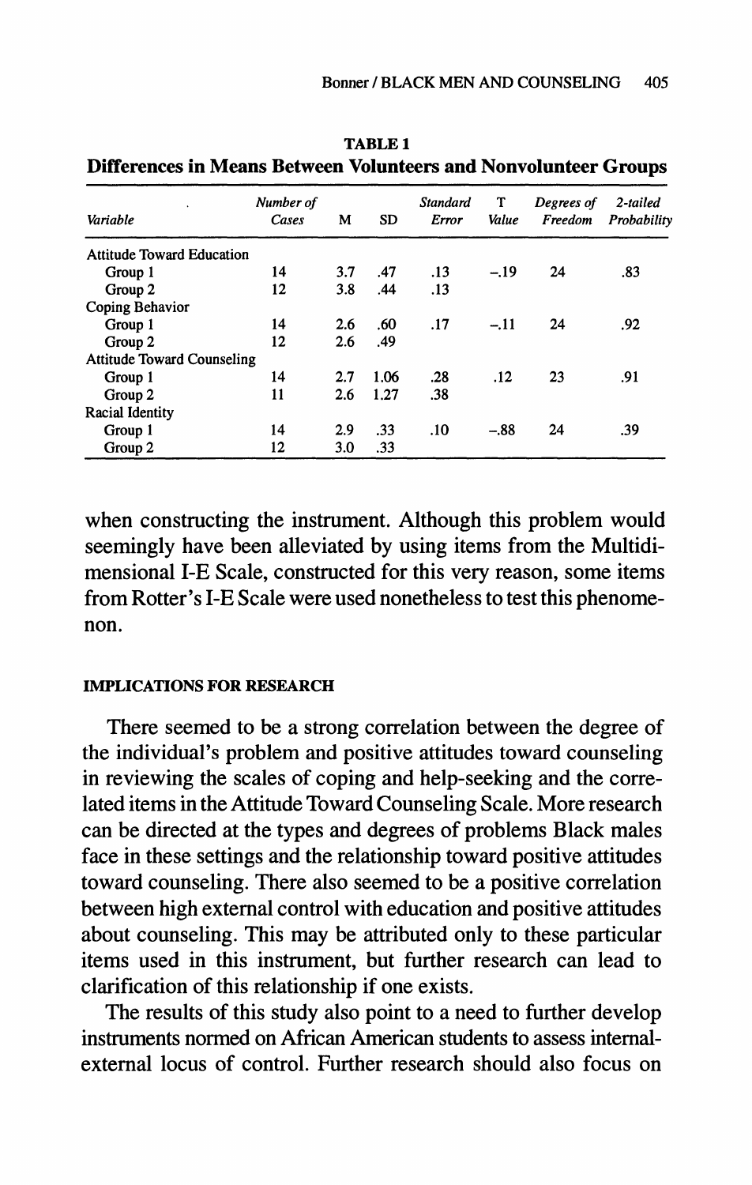**TABLE 1**
**Differences in Means Between Volunteers and Nonvolunteer Groups**

| *Variable* | *Number of Cases* | M | SD | *Standard Error* | T *Value* | *Degrees of Freedom* | *2-tailed Probability* |
|---|---|---|---|---|---|---|---|
| Attitude Toward Education | | | | | | | |
| Group 1 | 14 | 3.7 | .47 | .13 | –.19 | 24 | .83 |
| Group 2 | 12 | 3.8 | .44 | .13 | | | |
| Coping Behavior | | | | | | | |
| Group 1 | 14 | 2.6 | .60 | .17 | –.11 | 24 | .92 |
| Group 2 | 12 | 2.6 | .49 | | | | |
| Attitude Toward Counseling | | | | | | | |
| Group 1 | 14 | 2.7 | 1.06 | .28 | .12 | 23 | .91 |
| Group 2 | 11 | 2.6 | 1.27 | .38 | | | |
| Racial Identity | | | | | | | |
| Group 1 | 14 | 2.9 | .33 | .10 | –.88 | 24 | .39 |
| Group 2 | 12 | 3.0 | .33 | | | | |

when constructing the instrument. Although this problem would seemingly have been alleviated by using items from the Multidimensional I-E Scale, constructed for this very reason, some items from Rotter's I-E Scale were used nonetheless to test this phenomenon.

#### IMPLICATIONS FOR RESEARCH

There seemed to be a strong correlation between the degree of the individual's problem and positive attitudes toward counseling in reviewing the scales of coping and help-seeking and the correlated items in the Attitude Toward Counseling Scale. More research can be directed at the types and degrees of problems Black males face in these settings and the relationship toward positive attitudes toward counseling. There also seemed to be a positive correlation between high external control with education and positive attitudes about counseling. This may be attributed only to these particular items used in this instrument, but further research can lead to clarification of this relationship if one exists.

The results of this study also point to a need to further develop instruments normed on African American students to assess internal-external locus of control. Further research should also focus on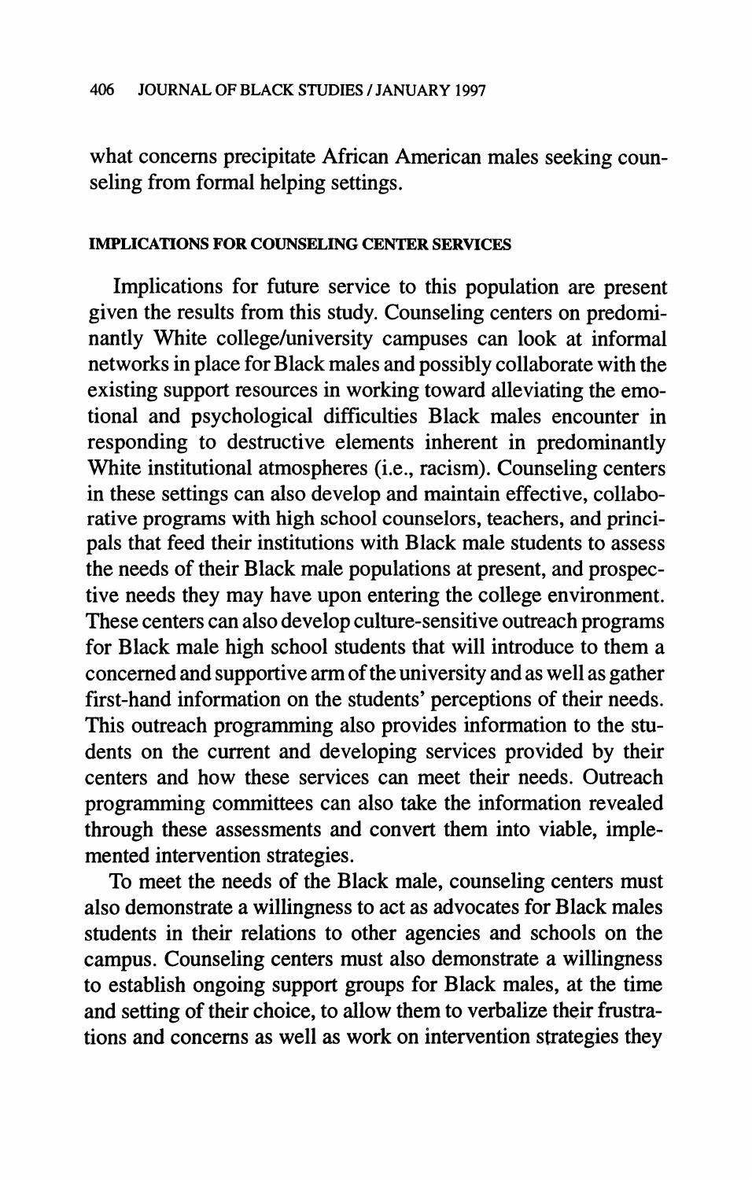what concerns precipitate African American males seeking counseling from formal helping settings.

### IMPLICATIONS FOR COUNSELING CENTER SERVICES

Implications for future service to this population are present given the results from this study. Counseling centers on predominantly White college/university campuses can look at informal networks in place for Black males and possibly collaborate with the existing support resources in working toward alleviating the emotional and psychological difficulties Black males encounter in responding to destructive elements inherent in predominantly White institutional atmospheres (i.e., racism). Counseling centers in these settings can also develop and maintain effective, collaborative programs with high school counselors, teachers, and principals that feed their institutions with Black male students to assess the needs of their Black male populations at present, and prospective needs they may have upon entering the college environment. These centers can also develop culture-sensitive outreach programs for Black male high school students that will introduce to them a concerned and supportive arm of the university and as well as gather first-hand information on the students' perceptions of their needs. This outreach programming also provides information to the students on the current and developing services provided by their centers and how these services can meet their needs. Outreach programming committees can also take the information revealed through these assessments and convert them into viable, implemented intervention strategies.

To meet the needs of the Black male, counseling centers must also demonstrate a willingness to act as advocates for Black males students in their relations to other agencies and schools on the campus. Counseling centers must also demonstrate a willingness to establish ongoing support groups for Black males, at the time and setting of their choice, to allow them to verbalize their frustrations and concerns as well as work on intervention strategies they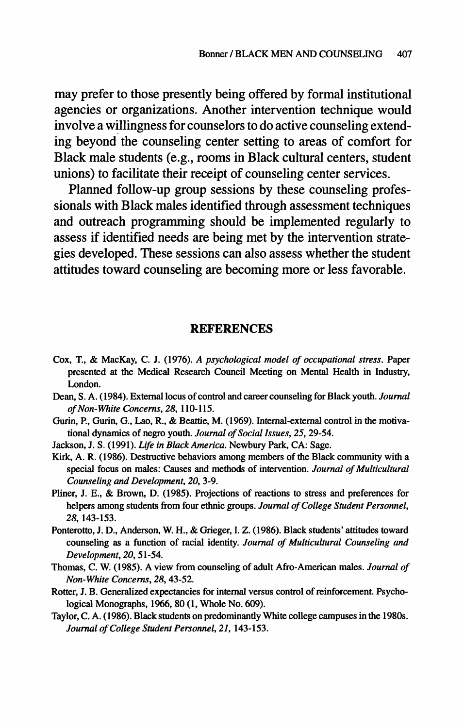may prefer to those presently being offered by formal institutional agencies or organizations. Another intervention technique would involve a willingness for counselors to do active counseling extending beyond the counseling center setting to areas of comfort for Black male students (e.g., rooms in Black cultural centers, student unions) to facilitate their receipt of counseling center services.

Planned follow-up group sessions by these counseling professionals with Black males identified through assessment techniques and outreach programming should be implemented regularly to assess if identified needs are being met by the intervention strategies developed. These sessions can also assess whether the student attitudes toward counseling are becoming more or less favorable.

## REFERENCES

Cox, T., & MacKay, C. J. (1976). *A psychological model of occupational stress*. Paper presented at the Medical Research Council Meeting on Mental Health in Industry, London.

Dean, S. A. (1984). External locus of control and career counseling for Black youth. *Journal of Non-White Concerns, 28*, 110-115.

Gurin, P., Gurin, G., Lao, R., & Beattie, M. (1969). Internal-external control in the motivational dynamics of negro youth. *Journal of Social Issues, 25*, 29-54.

Jackson, J. S. (1991). *Life in Black America*. Newbury Park, CA: Sage.

Kirk, A. R. (1986). Destructive behaviors among members of the Black community with a special focus on males: Causes and methods of intervention. *Journal of Multicultural Counseling and Development, 20*, 3-9.

Pliner, J. E., & Brown, D. (1985). Projections of reactions to stress and preferences for helpers among students from four ethnic groups. *Journal of College Student Personnel, 28*, 143-153.

Ponterotto, J. D., Anderson, W. H., & Grieger, I. Z. (1986). Black students' attitudes toward counseling as a function of racial identity. *Journal of Multicultural Counseling and Development, 20*, 51-54.

Thomas, C. W. (1985). A view from counseling of adult Afro-American males. *Journal of Non-White Concerns, 28*, 43-52.

Rotter, J. B. Generalized expectancies for internal versus control of reinforcement. Psychological Monographs, 1966, 80 (1, Whole No. 609).

Taylor, C. A. (1986). Black students on predominantly White college campuses in the 1980s. *Journal of College Student Personnel, 21*, 143-153.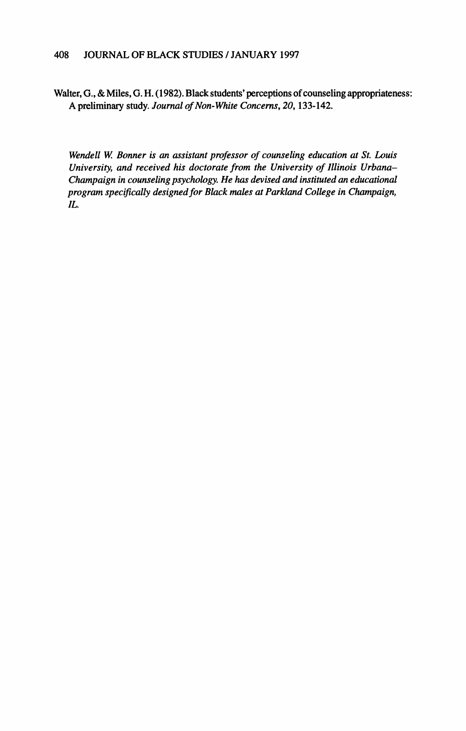Walter, G., & Miles, G. H. (1982). Black students' perceptions of counseling appropriateness: A preliminary study. *Journal of Non-White Concerns*, *20*, 133-142.

*Wendell W. Bonner is an assistant professor of counseling education at St. Louis University, and received his doctorate from the University of Illinois Urbana–Champaign in counseling psychology. He has devised and instituted an educational program specifically designed for Black males at Parkland College in Champaign, IL.*